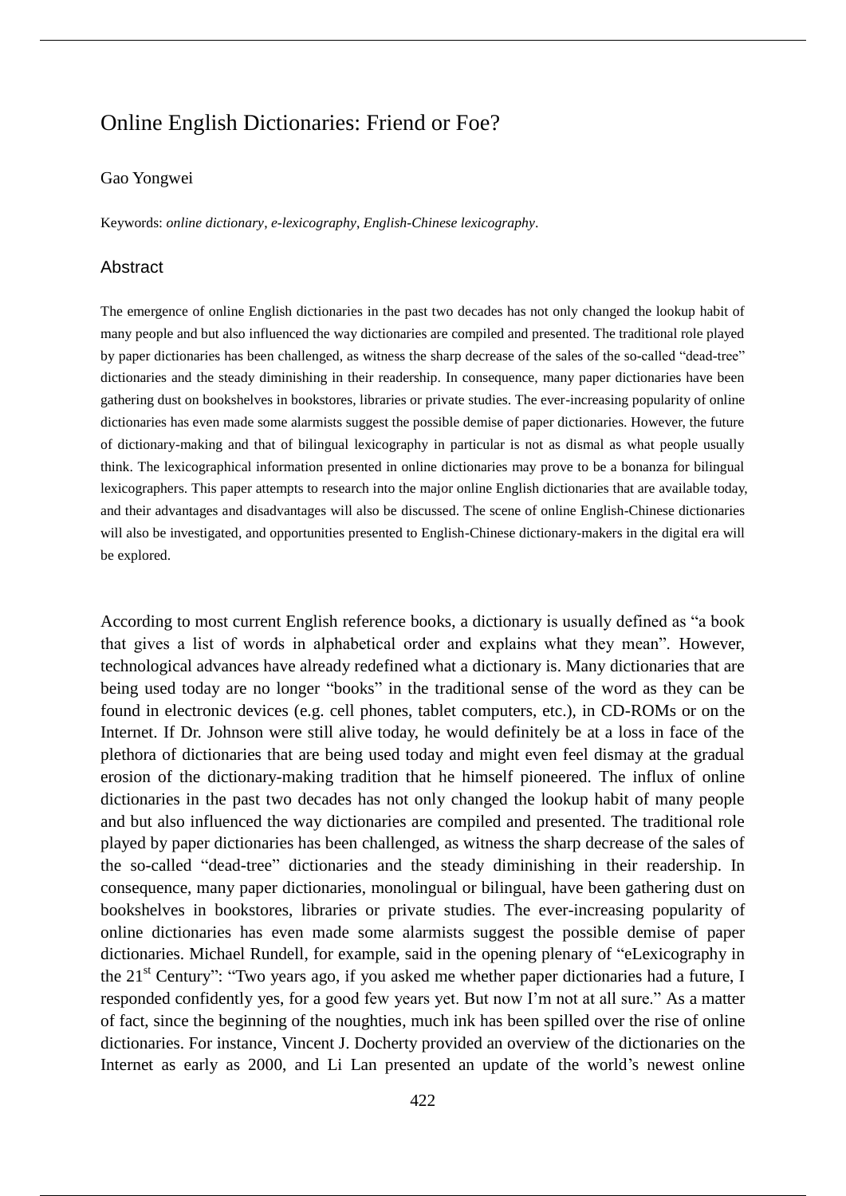# Online English Dictionaries: Friend or Foe?

Gao Yongwei

Keywords: *online dictionary*, *e-lexicography*, *English-Chinese lexicography*.

## Abstract

The emergence of online English dictionaries in the past two decades has not only changed the lookup habit of many people and but also influenced the way dictionaries are compiled and presented. The traditional role played by paper dictionaries has been challenged, as witness the sharp decrease of the sales of the so-called "dead-tree" dictionaries and the steady diminishing in their readership. In consequence, many paper dictionaries have been gathering dust on bookshelves in bookstores, libraries or private studies. The ever-increasing popularity of online dictionaries has even made some alarmists suggest the possible demise of paper dictionaries. However, the future of dictionary-making and that of bilingual lexicography in particular is not as dismal as what people usually think. The lexicographical information presented in online dictionaries may prove to be a bonanza for bilingual lexicographers. This paper attempts to research into the major online English dictionaries that are available today, and their advantages and disadvantages will also be discussed. The scene of online English-Chinese dictionaries will also be investigated, and opportunities presented to English-Chinese dictionary-makers in the digital era will be explored.

According to most current English reference books, a dictionary is usually defined as "a book that gives a list of words in alphabetical order and explains what they mean". However, technological advances have already redefined what a dictionary is. Many dictionaries that are being used today are no longer "books" in the traditional sense of the word as they can be found in electronic devices (e.g. cell phones, tablet computers, etc.), in CD-ROMs or on the Internet. If Dr. Johnson were still alive today, he would definitely be at a loss in face of the plethora of dictionaries that are being used today and might even feel dismay at the gradual erosion of the dictionary-making tradition that he himself pioneered. The influx of online dictionaries in the past two decades has not only changed the lookup habit of many people and but also influenced the way dictionaries are compiled and presented. The traditional role played by paper dictionaries has been challenged, as witness the sharp decrease of the sales of the so-called "dead-tree" dictionaries and the steady diminishing in their readership. In consequence, many paper dictionaries, monolingual or bilingual, have been gathering dust on bookshelves in bookstores, libraries or private studies. The ever-increasing popularity of online dictionaries has even made some alarmists suggest the possible demise of paper dictionaries. Michael Rundell, for example, said in the opening plenary of "eLexicography in the 21st Century": "Two years ago, if you asked me whether paper dictionaries had a future, I responded confidently yes, for a good few years yet. But now I'm not at all sure." As a matter of fact, since the beginning of the noughties, much ink has been spilled over the rise of online dictionaries. For instance, Vincent J. Docherty provided an overview of the dictionaries on the Internet as early as 2000, and Li Lan presented an update of the world's newest online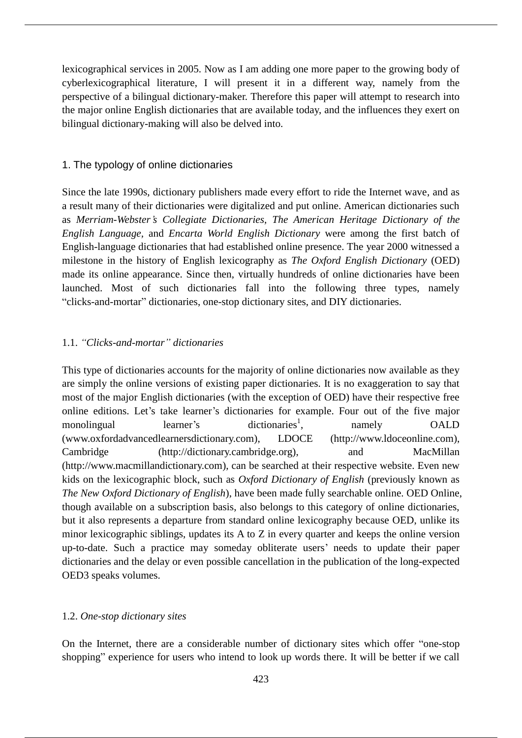lexicographical services in 2005. Now as I am adding one more paper to the growing body of cyberlexicographical literature, I will present it in a different way, namely from the perspective of a bilingual dictionary-maker. Therefore this paper will attempt to research into the major online English dictionaries that are available today, and the influences they exert on bilingual dictionary-making will also be delved into.

## 1. The typology of online dictionaries

Since the late 1990s, dictionary publishers made every effort to ride the Internet wave, and as a result many of their dictionaries were digitalized and put online. American dictionaries such as *Merriam-Webster's Collegiate Dictionaries, The American Heritage Dictionary of the English Language,* and *Encarta World English Dictionary* were among the first batch of English-language dictionaries that had established online presence. The year 2000 witnessed a milestone in the history of English lexicography as *The Oxford English Dictionary* (OED) made its online appearance. Since then, virtually hundreds of online dictionaries have been launched. Most of such dictionaries fall into the following three types, namely "clicks-and-mortar" dictionaries, one-stop dictionary sites, and DIY dictionaries.

### 1.1. *"Clicks-and-mortar" dictionaries*

This type of dictionaries accounts for the majority of online dictionaries now available as they are simply the online versions of existing paper dictionaries. It is no exaggeration to say that most of the major English dictionaries (with the exception of OED) have their respective free online editions. Let's take learner's dictionaries for example. Four out of the five major monolingual learner's dictionaries[1], namely OALD (www.oxfordadvancedlearnersdictionary.com), LDOCE (http://www.ldoceonline.com), Cambridge (http://dictionary.cambridge.org), and MacMillan (http://www.macmillandictionary.com), can be searched at their respective website. Even new kids on the lexicographic block, such as *Oxford Dictionary of English* (previously known as *The New Oxford Dictionary of English*), have been made fully searchable online. OED Online, though available on a subscription basis, also belongs to this category of online dictionaries, but it also represents a departure from standard online lexicography because OED, unlike its minor lexicographic siblings, updates its A to Z in every quarter and keeps the online version up-to-date. Such a practice may someday obliterate users' needs to update their paper dictionaries and the delay or even possible cancellation in the publication of the long-expected OED3 speaks volumes.

### 1.2. *One-stop dictionary sites*

On the Internet, there are a considerable number of dictionary sites which offer "one-stop shopping" experience for users who intend to look up words there. It will be better if we call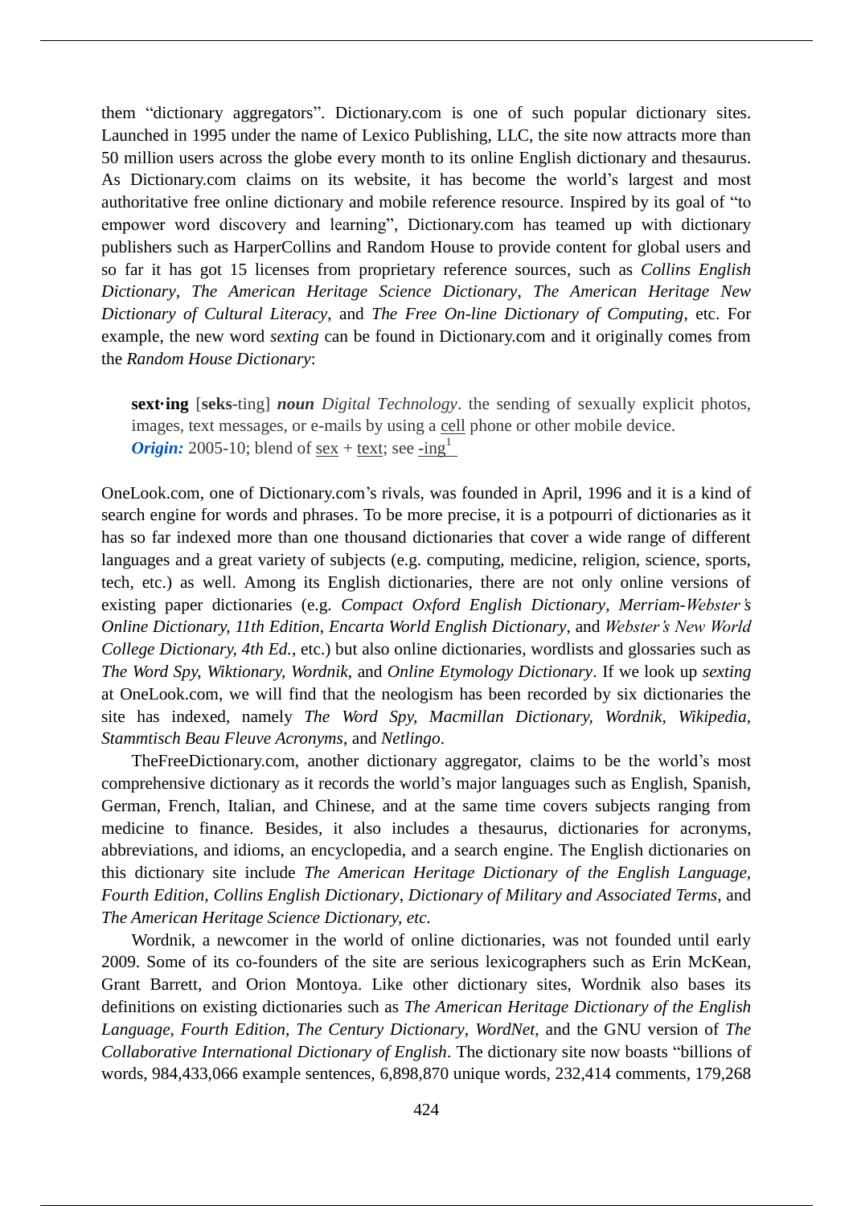them "dictionary aggregators". Dictionary.com is one of such popular dictionary sites. Launched in 1995 under the name of Lexico Publishing, LLC, the site now attracts more than 50 million users across the globe every month to its online English dictionary and thesaurus. As Dictionary.com claims on its website, it has become the world's largest and most authoritative free online dictionary and mobile reference resource. Inspired by its goal of "to empower word discovery and learning", Dictionary.com has teamed up with dictionary publishers such as HarperCollins and Random House to provide content for global users and so far it has got 15 licenses from proprietary reference sources, such as *Collins English Dictionary*, *The American Heritage Science Dictionary*, *The American Heritage New Dictionary of Cultural Literacy*, and *The Free On-line Dictionary of Computing*, etc. For example, the new word *sexting* can be found in Dictionary.com and it originally comes from the *Random House Dictionary*:

> **sext·ing** [**seks**-ting] ***noun*** *Digital Technology*. the sending of sexually explicit photos, images, text messages, or e-mails by using a cell phone or other mobile device.
> ***Origin:*** 2005-10; blend of sex + text; see -ing[1]

OneLook.com, one of Dictionary.com's rivals, was founded in April, 1996 and it is a kind of search engine for words and phrases. To be more precise, it is a potpourri of dictionaries as it has so far indexed more than one thousand dictionaries that cover a wide range of different languages and a great variety of subjects (e.g. computing, medicine, religion, science, sports, tech, etc.) as well. Among its English dictionaries, there are not only online versions of existing paper dictionaries (e.g. *Compact Oxford English Dictionary*, *Merriam-Webster's Online Dictionary, 11th Edition*, *Encarta World English Dictionary*, and *Webster's New World College Dictionary, 4th Ed.*, etc.) but also online dictionaries, wordlists and glossaries such as *The Word Spy, Wiktionary, Wordnik*, and *Online Etymology Dictionary*. If we look up *sexting* at OneLook.com, we will find that the neologism has been recorded by six dictionaries the site has indexed, namely *The Word Spy, Macmillan Dictionary, Wordnik, Wikipedia*, *Stammtisch Beau Fleuve Acronyms*, and *Netlingo*.

TheFreeDictionary.com, another dictionary aggregator, claims to be the world's most comprehensive dictionary as it records the world's major languages such as English, Spanish, German, French, Italian, and Chinese, and at the same time covers subjects ranging from medicine to finance. Besides, it also includes a thesaurus, dictionaries for acronyms, abbreviations, and idioms, an encyclopedia, and a search engine. The English dictionaries on this dictionary site include *The American Heritage Dictionary of the English Language, Fourth Edition, Collins English Dictionary*, *Dictionary of Military and Associated Terms*, and *The American Heritage Science Dictionary, etc.*

Wordnik, a newcomer in the world of online dictionaries, was not founded until early 2009. Some of its co-founders of the site are serious lexicographers such as Erin McKean, Grant Barrett, and Orion Montoya. Like other dictionary sites, Wordnik also bases its definitions on existing dictionaries such as *The American Heritage Dictionary of the English Language, Fourth Edition*, *The Century Dictionary*, *WordNet*, and the GNU version of *The Collaborative International Dictionary of English*. The dictionary site now boasts "billions of words, 984,433,066 example sentences, 6,898,870 unique words, 232,414 comments, 179,268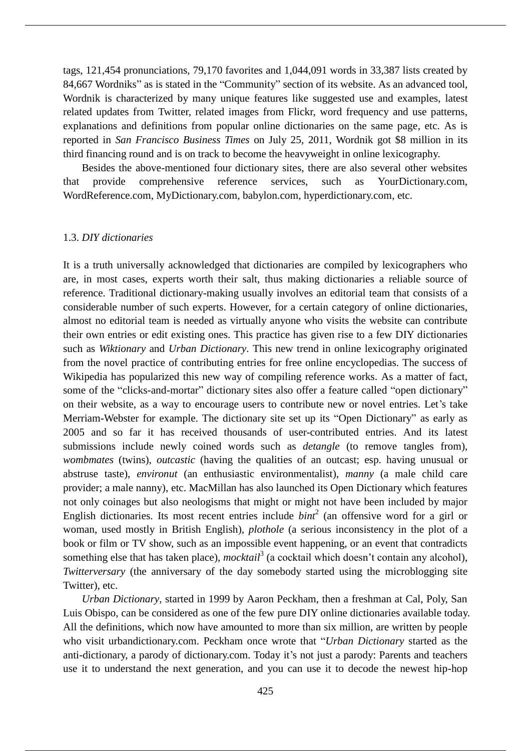tags, 121,454 pronunciations, 79,170 favorites and 1,044,091 words in 33,387 lists created by 84,667 Wordniks" as is stated in the "Community" section of its website. As an advanced tool, Wordnik is characterized by many unique features like suggested use and examples, latest related updates from Twitter, related images from Flickr, word frequency and use patterns, explanations and definitions from popular online dictionaries on the same page, etc. As is reported in *San Francisco Business Times* on July 25, 2011, Wordnik got $8 million in its third financing round and is on track to become the heavyweight in online lexicography.

Besides the above-mentioned four dictionary sites, there are also several other websites that provide comprehensive reference services, such as YourDictionary.com, WordReference.com, MyDictionary.com, babylon.com, hyperdictionary.com, etc.

### 1.3. *DIY dictionaries*

It is a truth universally acknowledged that dictionaries are compiled by lexicographers who are, in most cases, experts worth their salt, thus making dictionaries a reliable source of reference. Traditional dictionary-making usually involves an editorial team that consists of a considerable number of such experts. However, for a certain category of online dictionaries, almost no editorial team is needed as virtually anyone who visits the website can contribute their own entries or edit existing ones. This practice has given rise to a few DIY dictionaries such as *Wiktionary* and *Urban Dictionary*. This new trend in online lexicography originated from the novel practice of contributing entries for free online encyclopedias. The success of Wikipedia has popularized this new way of compiling reference works. As a matter of fact, some of the "clicks-and-mortar" dictionary sites also offer a feature called "open dictionary" on their website, as a way to encourage users to contribute new or novel entries. Let's take Merriam-Webster for example. The dictionary site set up its "Open Dictionary" as early as 2005 and so far it has received thousands of user-contributed entries. And its latest submissions include newly coined words such as *detangle* (to remove tangles from), *wombmates* (twins), *outcastic* (having the qualities of an outcast; esp. having unusual or abstruse taste), *environut* (an enthusiastic environmentalist), *manny* (a male child care provider; a male nanny), etc. MacMillan has also launched its Open Dictionary which features not only coinages but also neologisms that might or might not have been included by major English dictionaries. Its most recent entries include *bint*[2] (an offensive word for a girl or woman, used mostly in British English), *plothole* (a serious inconsistency in the plot of a book or film or TV show, such as an impossible event happening, or an event that contradicts something else that has taken place), *mocktail*[3] (a cocktail which doesn't contain any alcohol), *Twitterversary* (the anniversary of the day somebody started using the microblogging site Twitter), etc.

*Urban Dictionary*, started in 1999 by Aaron Peckham, then a freshman at Cal, Poly, San Luis Obispo, can be considered as one of the few pure DIY online dictionaries available today. All the definitions, which now have amounted to more than six million, are written by people who visit urbandictionary.com. Peckham once wrote that "*Urban Dictionary* started as the anti-dictionary, a parody of dictionary.com. Today it's not just a parody: Parents and teachers use it to understand the next generation, and you can use it to decode the newest hip-hop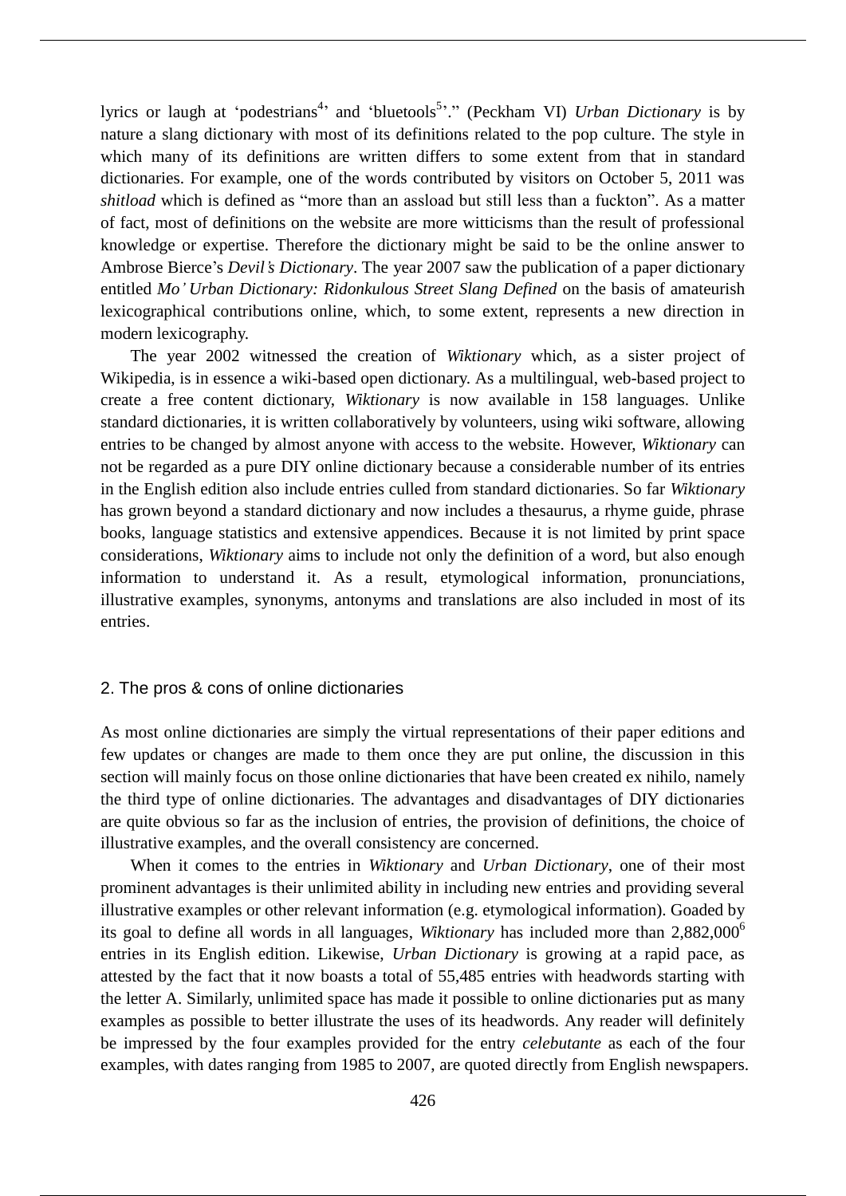lyrics or laugh at 'podestrians[4]' and 'bluetools[5]'." (Peckham VI) *Urban Dictionary* is by nature a slang dictionary with most of its definitions related to the pop culture. The style in which many of its definitions are written differs to some extent from that in standard dictionaries. For example, one of the words contributed by visitors on October 5, 2011 was *shitload* which is defined as "more than an assload but still less than a fuckton". As a matter of fact, most of definitions on the website are more witticisms than the result of professional knowledge or expertise. Therefore the dictionary might be said to be the online answer to Ambrose Bierce's *Devil's Dictionary*. The year 2007 saw the publication of a paper dictionary entitled *Mo' Urban Dictionary: Ridonkulous Street Slang Defined* on the basis of amateurish lexicographical contributions online, which, to some extent, represents a new direction in modern lexicography.

The year 2002 witnessed the creation of *Wiktionary* which, as a sister project of Wikipedia, is in essence a wiki-based open dictionary. As a multilingual, web-based project to create a free content dictionary, *Wiktionary* is now available in 158 languages. Unlike standard dictionaries, it is written collaboratively by volunteers, using wiki software, allowing entries to be changed by almost anyone with access to the website. However, *Wiktionary* can not be regarded as a pure DIY online dictionary because a considerable number of its entries in the English edition also include entries culled from standard dictionaries. So far *Wiktionary* has grown beyond a standard dictionary and now includes a thesaurus, a rhyme guide, phrase books, language statistics and extensive appendices. Because it is not limited by print space considerations, *Wiktionary* aims to include not only the definition of a word, but also enough information to understand it. As a result, etymological information, pronunciations, illustrative examples, synonyms, antonyms and translations are also included in most of its entries.

## 2. The pros & cons of online dictionaries

As most online dictionaries are simply the virtual representations of their paper editions and few updates or changes are made to them once they are put online, the discussion in this section will mainly focus on those online dictionaries that have been created ex nihilo, namely the third type of online dictionaries. The advantages and disadvantages of DIY dictionaries are quite obvious so far as the inclusion of entries, the provision of definitions, the choice of illustrative examples, and the overall consistency are concerned.

When it comes to the entries in *Wiktionary* and *Urban Dictionary*, one of their most prominent advantages is their unlimited ability in including new entries and providing several illustrative examples or other relevant information (e.g. etymological information). Goaded by its goal to define all words in all languages, *Wiktionary* has included more than 2,882,000[6] entries in its English edition. Likewise, *Urban Dictionary* is growing at a rapid pace, as attested by the fact that it now boasts a total of 55,485 entries with headwords starting with the letter A. Similarly, unlimited space has made it possible to online dictionaries put as many examples as possible to better illustrate the uses of its headwords. Any reader will definitely be impressed by the four examples provided for the entry *celebutante* as each of the four examples, with dates ranging from 1985 to 2007, are quoted directly from English newspapers.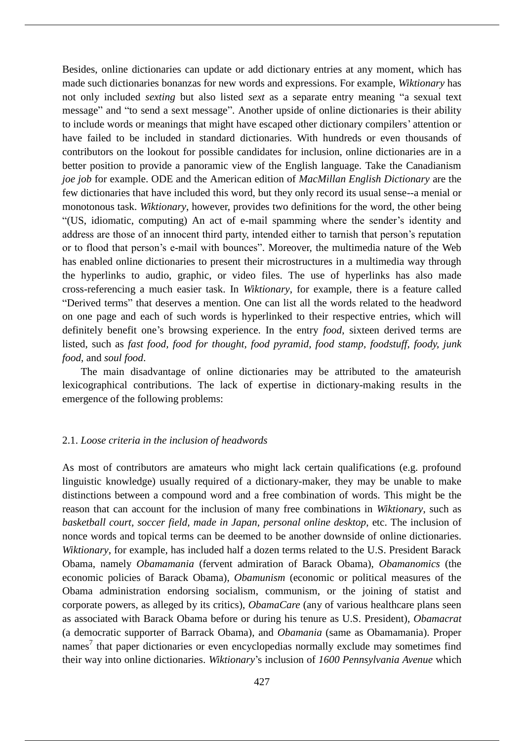Besides, online dictionaries can update or add dictionary entries at any moment, which has made such dictionaries bonanzas for new words and expressions. For example, *Wiktionary* has not only included *sexting* but also listed *sext* as a separate entry meaning “a sexual text message” and “to send a sext message”. Another upside of online dictionaries is their ability to include words or meanings that might have escaped other dictionary compilers’ attention or have failed to be included in standard dictionaries. With hundreds or even thousands of contributors on the lookout for possible candidates for inclusion, online dictionaries are in a better position to provide a panoramic view of the English language. Take the Canadianism *joe job* for example. ODE and the American edition of *MacMillan English Dictionary* are the few dictionaries that have included this word, but they only record its usual sense--a menial or monotonous task. *Wiktionary*, however, provides two definitions for the word, the other being “(US, idiomatic, computing) An act of e-mail spamming where the sender’s identity and address are those of an innocent third party, intended either to tarnish that person’s reputation or to flood that person’s e-mail with bounces”. Moreover, the multimedia nature of the Web has enabled online dictionaries to present their microstructures in a multimedia way through the hyperlinks to audio, graphic, or video files. The use of hyperlinks has also made cross-referencing a much easier task. In *Wiktionary*, for example, there is a feature called “Derived terms” that deserves a mention. One can list all the words related to the headword on one page and each of such words is hyperlinked to their respective entries, which will definitely benefit one’s browsing experience. In the entry *food*, sixteen derived terms are listed, such as *fast food, food for thought, food pyramid, food stamp, foodstuff, foody, junk food*, and *soul food*.

The main disadvantage of online dictionaries may be attributed to the amateurish lexicographical contributions. The lack of expertise in dictionary-making results in the emergence of the following problems:

### 2.1. *Loose criteria in the inclusion of headwords*

As most of contributors are amateurs who might lack certain qualifications (e.g. profound linguistic knowledge) usually required of a dictionary-maker, they may be unable to make distinctions between a compound word and a free combination of words. This might be the reason that can account for the inclusion of many free combinations in *Wiktionary*, such as *basketball court, soccer field, made in Japan, personal online desktop*, etc. The inclusion of nonce words and topical terms can be deemed to be another downside of online dictionaries. *Wiktionary*, for example, has included half a dozen terms related to the U.S. President Barack Obama, namely *Obamamania* (fervent admiration of Barack Obama), *Obamanomics* (the economic policies of Barack Obama), *Obamunism* (economic or political measures of the Obama administration endorsing socialism, communism, or the joining of statist and corporate powers, as alleged by its critics), *ObamaCare* (any of various healthcare plans seen as associated with Barack Obama before or during his tenure as U.S. President), *Obamacrat* (a democratic supporter of Barrack Obama), and *Obamania* (same as Obamamania). Proper names[7] that paper dictionaries or even encyclopedias normally exclude may sometimes find their way into online dictionaries. *Wiktionary*’s inclusion of *1600 Pennsylvania Avenue* which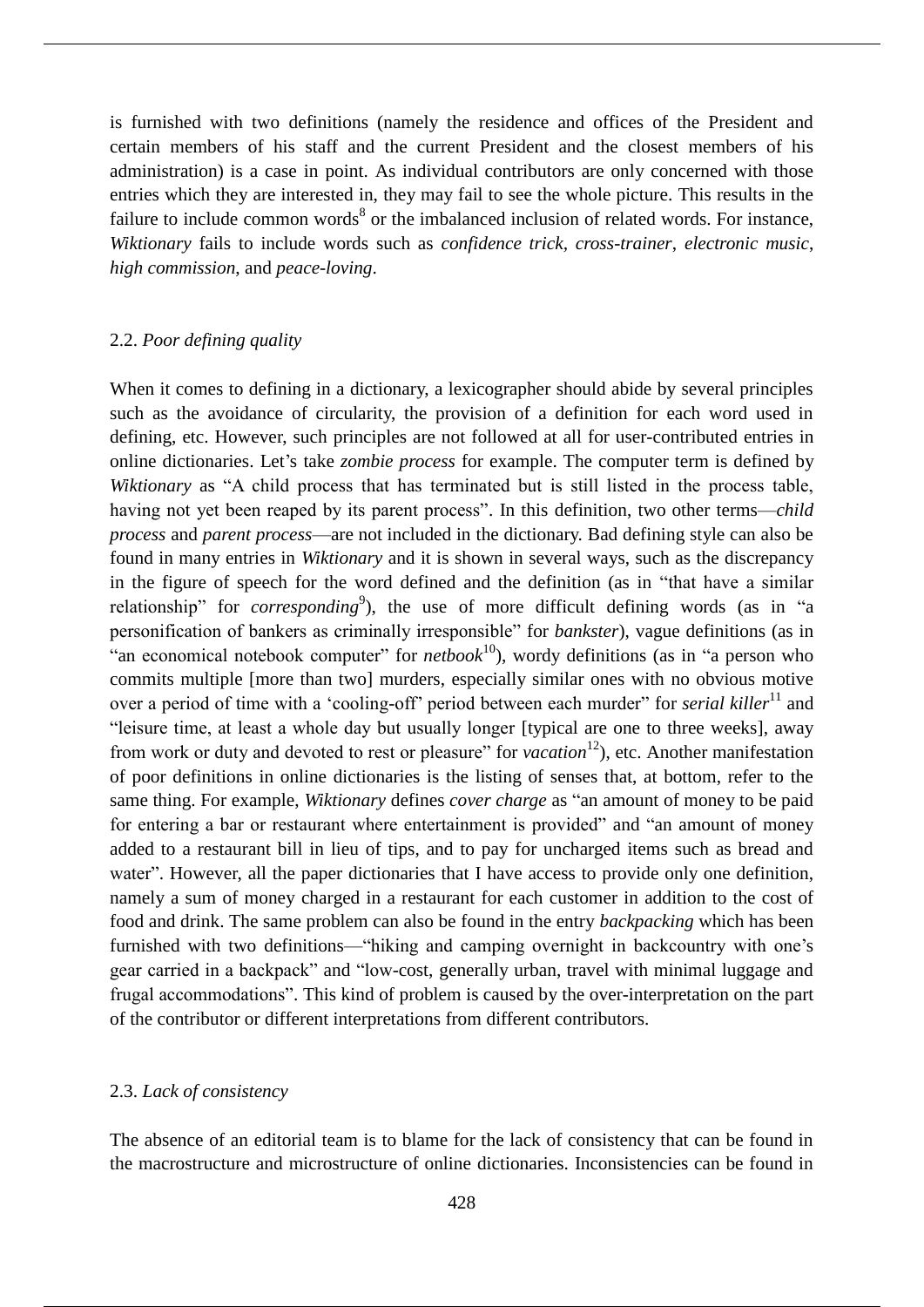is furnished with two definitions (namely the residence and offices of the President and certain members of his staff and the current President and the closest members of his administration) is a case in point. As individual contributors are only concerned with those entries which they are interested in, they may fail to see the whole picture. This results in the failure to include common words[8] or the imbalanced inclusion of related words. For instance, *Wiktionary* fails to include words such as *confidence trick*, *cross-trainer*, *electronic music*, *high commission*, and *peace-loving*.

## 2.2. *Poor defining quality*

When it comes to defining in a dictionary, a lexicographer should abide by several principles such as the avoidance of circularity, the provision of a definition for each word used in defining, etc. However, such principles are not followed at all for user-contributed entries in online dictionaries. Let's take *zombie process* for example. The computer term is defined by *Wiktionary* as "A child process that has terminated but is still listed in the process table, having not yet been reaped by its parent process". In this definition, two other terms—*child process* and *parent process*—are not included in the dictionary. Bad defining style can also be found in many entries in *Wiktionary* and it is shown in several ways, such as the discrepancy in the figure of speech for the word defined and the definition (as in "that have a similar relationship" for *corresponding*[9]), the use of more difficult defining words (as in "a personification of bankers as criminally irresponsible" for *bankster*), vague definitions (as in "an economical notebook computer" for *netbook*[10]), wordy definitions (as in "a person who commits multiple [more than two] murders, especially similar ones with no obvious motive over a period of time with a 'cooling-off' period between each murder" for *serial killer*[11] and "leisure time, at least a whole day but usually longer [typical are one to three weeks], away from work or duty and devoted to rest or pleasure" for *vacation*[12]), etc. Another manifestation of poor definitions in online dictionaries is the listing of senses that, at bottom, refer to the same thing. For example, *Wiktionary* defines *cover charge* as "an amount of money to be paid for entering a bar or restaurant where entertainment is provided" and "an amount of money added to a restaurant bill in lieu of tips, and to pay for uncharged items such as bread and water". However, all the paper dictionaries that I have access to provide only one definition, namely a sum of money charged in a restaurant for each customer in addition to the cost of food and drink. The same problem can also be found in the entry *backpacking* which has been furnished with two definitions—"hiking and camping overnight in backcountry with one's gear carried in a backpack" and "low-cost, generally urban, travel with minimal luggage and frugal accommodations". This kind of problem is caused by the over-interpretation on the part of the contributor or different interpretations from different contributors.

## 2.3. *Lack of consistency*

The absence of an editorial team is to blame for the lack of consistency that can be found in the macrostructure and microstructure of online dictionaries. Inconsistencies can be found in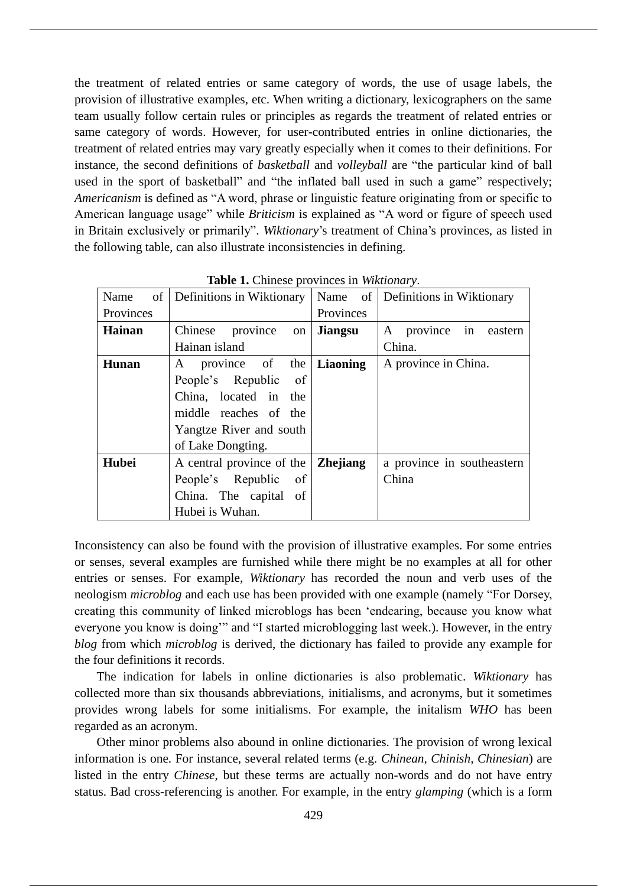the treatment of related entries or same category of words, the use of usage labels, the provision of illustrative examples, etc. When writing a dictionary, lexicographers on the same team usually follow certain rules or principles as regards the treatment of related entries or same category of words. However, for user-contributed entries in online dictionaries, the treatment of related entries may vary greatly especially when it comes to their definitions. For instance, the second definitions of *basketball* and *volleyball* are "the particular kind of ball used in the sport of basketball" and "the inflated ball used in such a game" respectively; *Americanism* is defined as "A word, phrase or linguistic feature originating from or specific to American language usage" while *Briticism* is explained as "A word or figure of speech used in Britain exclusively or primarily". *Wiktionary*'s treatment of China's provinces, as listed in the following table, can also illustrate inconsistencies in defining.

**Table 1.** Chinese provinces in *Wiktionary*.

| Name of Provinces | Definitions in Wiktionary | Name of Provinces | Definitions in Wiktionary |
|---|---|---|---|
| **Hainan** | Chinese province on Hainan island | **Jiangsu** | A province in eastern China. |
| **Hunan** | A province of the People's Republic of China, located in the middle reaches of the Yangtze River and south of Lake Dongting. | **Liaoning** | A province in China. |
| **Hubei** | A central province of the People's Republic of China. The capital of Hubei is Wuhan. | **Zhejiang** | a province in southeastern China |

Inconsistency can also be found with the provision of illustrative examples. For some entries or senses, several examples are furnished while there might be no examples at all for other entries or senses. For example, *Wiktionary* has recorded the noun and verb uses of the neologism *microblog* and each use has been provided with one example (namely "For Dorsey, creating this community of linked microblogs has been 'endearing, because you know what everyone you know is doing'" and "I started microblogging last week.). However, in the entry *blog* from which *microblog* is derived, the dictionary has failed to provide any example for the four definitions it records.

The indication for labels in online dictionaries is also problematic. *Wiktionary* has collected more than six thousands abbreviations, initialisms, and acronyms, but it sometimes provides wrong labels for some initialisms. For example, the initalism *WHO* has been regarded as an acronym.

Other minor problems also abound in online dictionaries. The provision of wrong lexical information is one. For instance, several related terms (e.g. *Chinean, Chinish, Chinesian*) are listed in the entry *Chinese*, but these terms are actually non-words and do not have entry status. Bad cross-referencing is another. For example, in the entry *glamping* (which is a form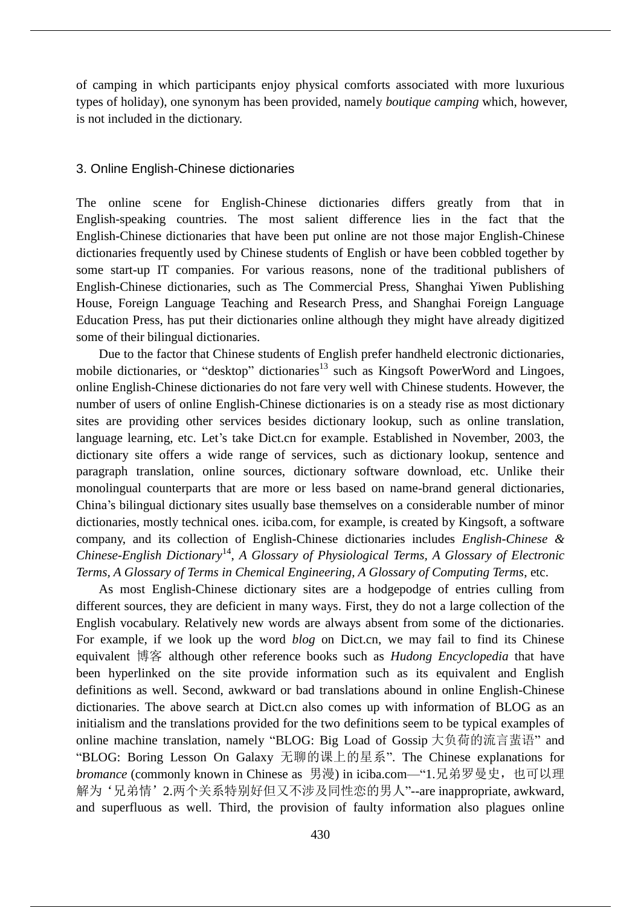of camping in which participants enjoy physical comforts associated with more luxurious types of holiday), one synonym has been provided, namely *boutique camping* which, however, is not included in the dictionary.

## 3. Online English-Chinese dictionaries

The online scene for English-Chinese dictionaries differs greatly from that in English-speaking countries. The most salient difference lies in the fact that the English-Chinese dictionaries that have been put online are not those major English-Chinese dictionaries frequently used by Chinese students of English or have been cobbled together by some start-up IT companies. For various reasons, none of the traditional publishers of English-Chinese dictionaries, such as The Commercial Press, Shanghai Yiwen Publishing House, Foreign Language Teaching and Research Press, and Shanghai Foreign Language Education Press, has put their dictionaries online although they might have already digitized some of their bilingual dictionaries.

Due to the factor that Chinese students of English prefer handheld electronic dictionaries, mobile dictionaries, or "desktop" dictionaries[13] such as Kingsoft PowerWord and Lingoes, online English-Chinese dictionaries do not fare very well with Chinese students. However, the number of users of online English-Chinese dictionaries is on a steady rise as most dictionary sites are providing other services besides dictionary lookup, such as online translation, language learning, etc. Let's take Dict.cn for example. Established in November, 2003, the dictionary site offers a wide range of services, such as dictionary lookup, sentence and paragraph translation, online sources, dictionary software download, etc. Unlike their monolingual counterparts that are more or less based on name-brand general dictionaries, China's bilingual dictionary sites usually base themselves on a considerable number of minor dictionaries, mostly technical ones. iciba.com, for example, is created by Kingsoft, a software company, and its collection of English-Chinese dictionaries includes *English-Chinese & Chinese-English Dictionary*[14], *A Glossary of Physiological Terms*, *A Glossary of Electronic Terms*, *A Glossary of Terms in Chemical Engineering*, *A Glossary of Computing Terms*, etc.

As most English-Chinese dictionary sites are a hodgepodge of entries culling from different sources, they are deficient in many ways. First, they do not a large collection of the English vocabulary. Relatively new words are always absent from some of the dictionaries. For example, if we look up the word *blog* on Dict.cn, we may fail to find its Chinese equivalent 博客 although other reference books such as *Hudong Encyclopedia* that have been hyperlinked on the site provide information such as its equivalent and English definitions as well. Second, awkward or bad translations abound in online English-Chinese dictionaries. The above search at Dict.cn also comes up with information of BLOG as an initialism and the translations provided for the two definitions seem to be typical examples of online machine translation, namely "BLOG: Big Load of Gossip 大负荷的流言蜚语" and "BLOG: Boring Lesson On Galaxy 无聊的课上的星系". The Chinese explanations for *bromance* (commonly known in Chinese as 男漫) in iciba.com—"1.兄弟罗曼史，也可以理解为'兄弟情' 2.两个关系特别好但又不涉及同性恋的男人"--are inappropriate, awkward, and superfluous as well. Third, the provision of faulty information also plagues online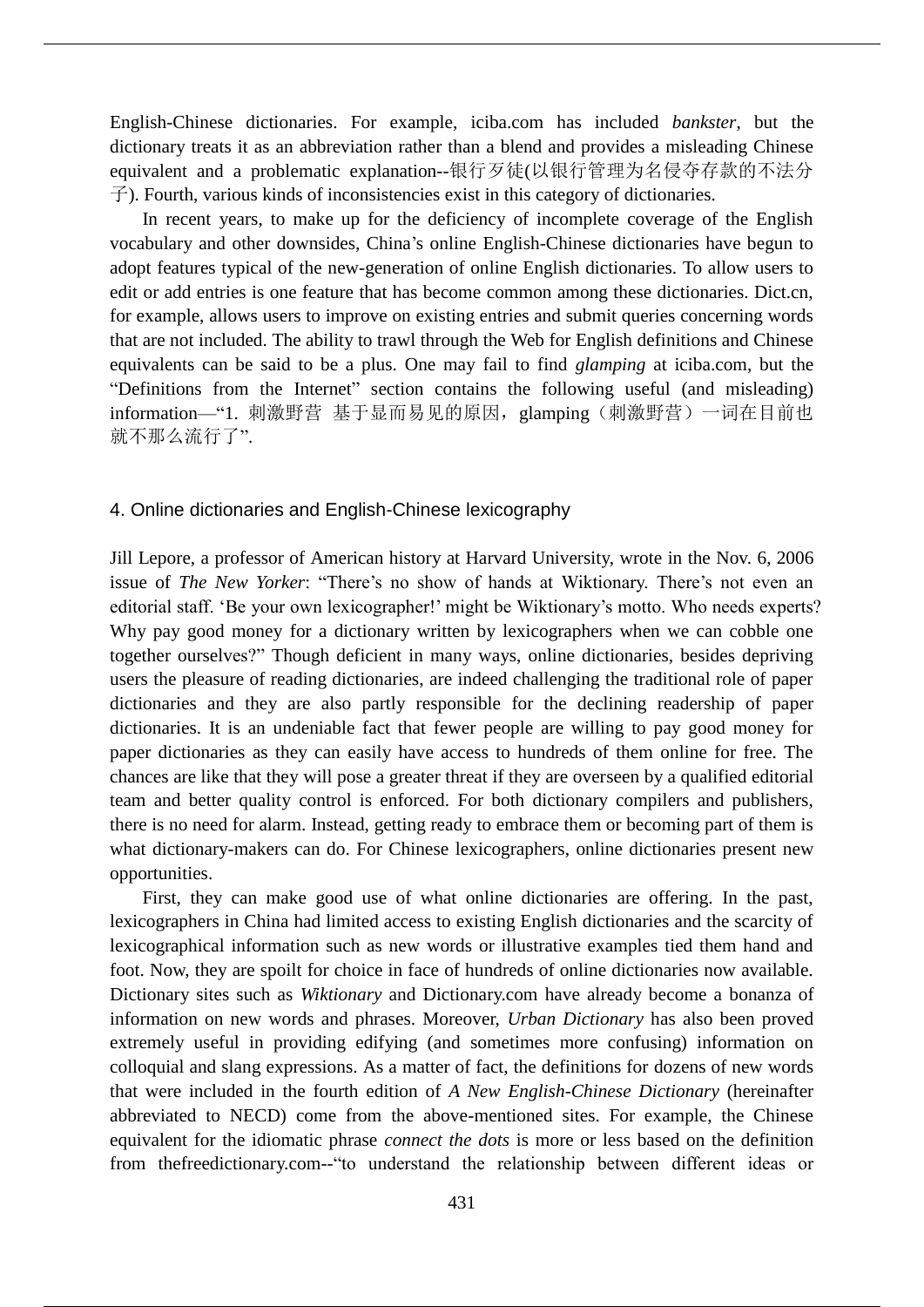English-Chinese dictionaries. For example, iciba.com has included *bankster*, but the dictionary treats it as an abbreviation rather than a blend and provides a misleading Chinese equivalent and a problematic explanation--银行歹徒(以银行管理为名侵夺存款的不法分子). Fourth, various kinds of inconsistencies exist in this category of dictionaries.

In recent years, to make up for the deficiency of incomplete coverage of the English vocabulary and other downsides, China's online English-Chinese dictionaries have begun to adopt features typical of the new-generation of online English dictionaries. To allow users to edit or add entries is one feature that has become common among these dictionaries. Dict.cn, for example, allows users to improve on existing entries and submit queries concerning words that are not included. The ability to trawl through the Web for English definitions and Chinese equivalents can be said to be a plus. One may fail to find *glamping* at iciba.com, but the "Definitions from the Internet" section contains the following useful (and misleading) information—"1. 刺激野营 基于显而易见的原因，glamping（刺激野营）一词在目前也就不那么流行了".

## 4. Online dictionaries and English-Chinese lexicography

Jill Lepore, a professor of American history at Harvard University, wrote in the Nov. 6, 2006 issue of *The New Yorker*: "There's no show of hands at Wiktionary. There's not even an editorial staff. 'Be your own lexicographer!' might be Wiktionary's motto. Who needs experts? Why pay good money for a dictionary written by lexicographers when we can cobble one together ourselves?" Though deficient in many ways, online dictionaries, besides depriving users the pleasure of reading dictionaries, are indeed challenging the traditional role of paper dictionaries and they are also partly responsible for the declining readership of paper dictionaries. It is an undeniable fact that fewer people are willing to pay good money for paper dictionaries as they can easily have access to hundreds of them online for free. The chances are like that they will pose a greater threat if they are overseen by a qualified editorial team and better quality control is enforced. For both dictionary compilers and publishers, there is no need for alarm. Instead, getting ready to embrace them or becoming part of them is what dictionary-makers can do. For Chinese lexicographers, online dictionaries present new opportunities.

First, they can make good use of what online dictionaries are offering. In the past, lexicographers in China had limited access to existing English dictionaries and the scarcity of lexicographical information such as new words or illustrative examples tied them hand and foot. Now, they are spoilt for choice in face of hundreds of online dictionaries now available. Dictionary sites such as *Wiktionary* and Dictionary.com have already become a bonanza of information on new words and phrases. Moreover, *Urban Dictionary* has also been proved extremely useful in providing edifying (and sometimes more confusing) information on colloquial and slang expressions. As a matter of fact, the definitions for dozens of new words that were included in the fourth edition of *A New English-Chinese Dictionary* (hereinafter abbreviated to NECD) come from the above-mentioned sites. For example, the Chinese equivalent for the idiomatic phrase *connect the dots* is more or less based on the definition from thefreedictionary.com--"to understand the relationship between different ideas or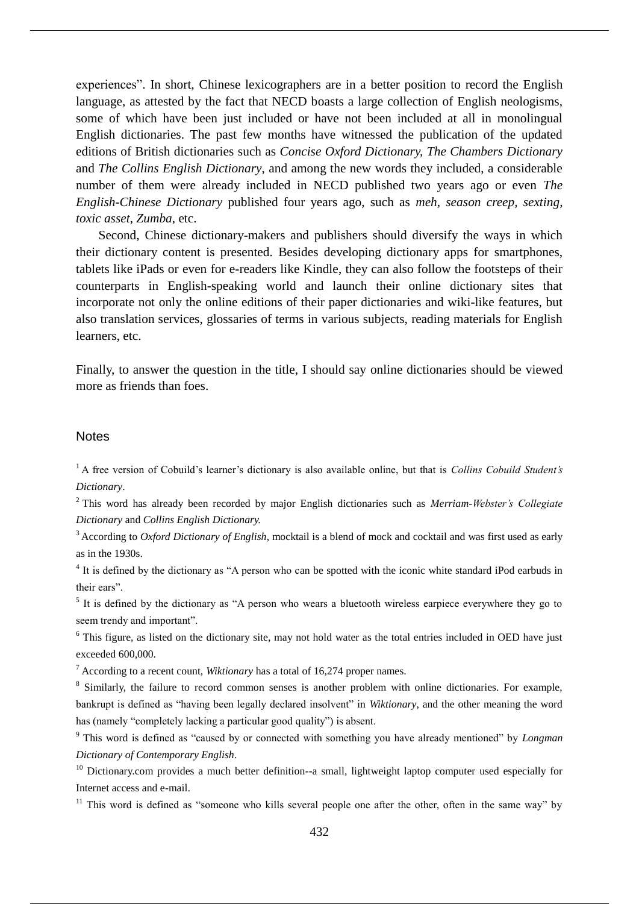experiences". In short, Chinese lexicographers are in a better position to record the English language, as attested by the fact that NECD boasts a large collection of English neologisms, some of which have been just included or have not been included at all in monolingual English dictionaries. The past few months have witnessed the publication of the updated editions of British dictionaries such as *Concise Oxford Dictionary*, *The Chambers Dictionary* and *The Collins English Dictionary*, and among the new words they included, a considerable number of them were already included in NECD published two years ago or even *The English-Chinese Dictionary* published four years ago, such as *meh*, *season creep, sexting, toxic asset*, *Zumba*, etc.

Second, Chinese dictionary-makers and publishers should diversify the ways in which their dictionary content is presented. Besides developing dictionary apps for smartphones, tablets like iPads or even for e-readers like Kindle, they can also follow the footsteps of their counterparts in English-speaking world and launch their online dictionary sites that incorporate not only the online editions of their paper dictionaries and wiki-like features, but also translation services, glossaries of terms in various subjects, reading materials for English learners, etc.

Finally, to answer the question in the title, I should say online dictionaries should be viewed more as friends than foes.

## Notes

[1] A free version of Cobuild's learner's dictionary is also available online, but that is *Collins Cobuild Student's Dictionary*.

[2] This word has already been recorded by major English dictionaries such as *Merriam-Webster's Collegiate Dictionary* and *Collins English Dictionary.*

[3] According to *Oxford Dictionary of English*, mocktail is a blend of mock and cocktail and was first used as early as in the 1930s.

[4] It is defined by the dictionary as "A person who can be spotted with the iconic white standard iPod earbuds in their ears".

[5] It is defined by the dictionary as "A person who wears a bluetooth wireless earpiece everywhere they go to seem trendy and important".

[6] This figure, as listed on the dictionary site, may not hold water as the total entries included in OED have just exceeded 600,000.

[7] According to a recent count, *Wiktionary* has a total of 16,274 proper names.

[8] Similarly, the failure to record common senses is another problem with online dictionaries. For example, bankrupt is defined as "having been legally declared insolvent" in *Wiktionary*, and the other meaning the word has (namely "completely lacking a particular good quality") is absent.

[9] This word is defined as "caused by or connected with something you have already mentioned" by *Longman Dictionary of Contemporary English*.

[10] Dictionary.com provides a much better definition--a small, lightweight laptop computer used especially for Internet access and e-mail.

[11] This word is defined as "someone who kills several people one after the other, often in the same way" by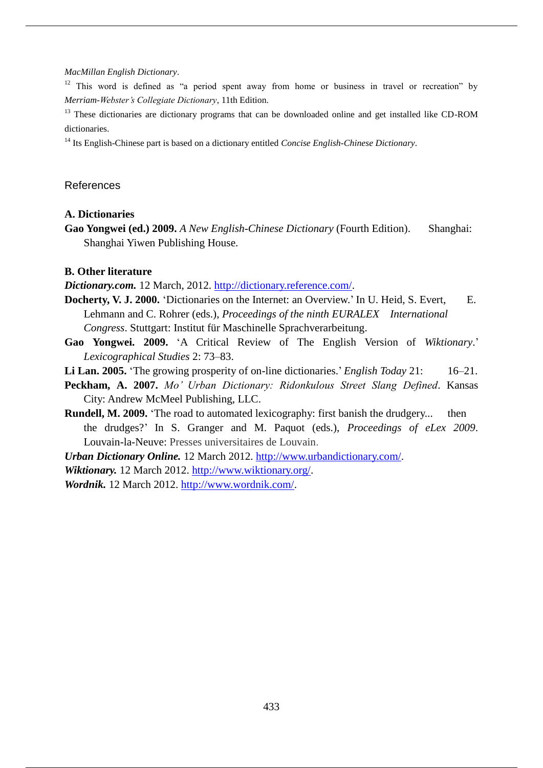*MacMillan English Dictionary*.

[12] This word is defined as "a period spent away from home or business in travel or recreation" by *Merriam-Webster's Collegiate Dictionary*, 11th Edition.

[13] These dictionaries are dictionary programs that can be downloaded online and get installed like CD-ROM dictionaries.

[14] Its English-Chinese part is based on a dictionary entitled *Concise English-Chinese Dictionary*.

## References

### A. Dictionaries

**Gao Yongwei (ed.) 2009.** *A New English-Chinese Dictionary* (Fourth Edition). Shanghai: Shanghai Yiwen Publishing House.

### B. Other literature

***Dictionary.com.*** 12 March, 2012. http://dictionary.reference.com/.

**Docherty, V. J. 2000.** 'Dictionaries on the Internet: an Overview.' In U. Heid, S. Evert, E. Lehmann and C. Rohrer (eds.), *Proceedings of the ninth EURALEX International Congress*. Stuttgart: Institut für Maschinelle Sprachverarbeitung.

**Gao Yongwei. 2009.** 'A Critical Review of The English Version of *Wiktionary*.' *Lexicographical Studies* 2: 73–83.

**Li Lan. 2005.** 'The growing prosperity of on-line dictionaries.' *English Today* 21: 16–21.

**Peckham, A. 2007.** *Mo' Urban Dictionary: Ridonkulous Street Slang Defined*. Kansas City: Andrew McMeel Publishing, LLC.

**Rundell, M. 2009.** 'The road to automated lexicography: first banish the drudgery... then the drudges?' In S. Granger and M. Paquot (eds.), *Proceedings of eLex 2009*. Louvain-la-Neuve: Presses universitaires de Louvain.

***Urban Dictionary Online.*** 12 March 2012. http://www.urbandictionary.com/.

***Wiktionary.*** 12 March 2012. http://www.wiktionary.org/.

***Wordnik.*** 12 March 2012. http://www.wordnik.com/.